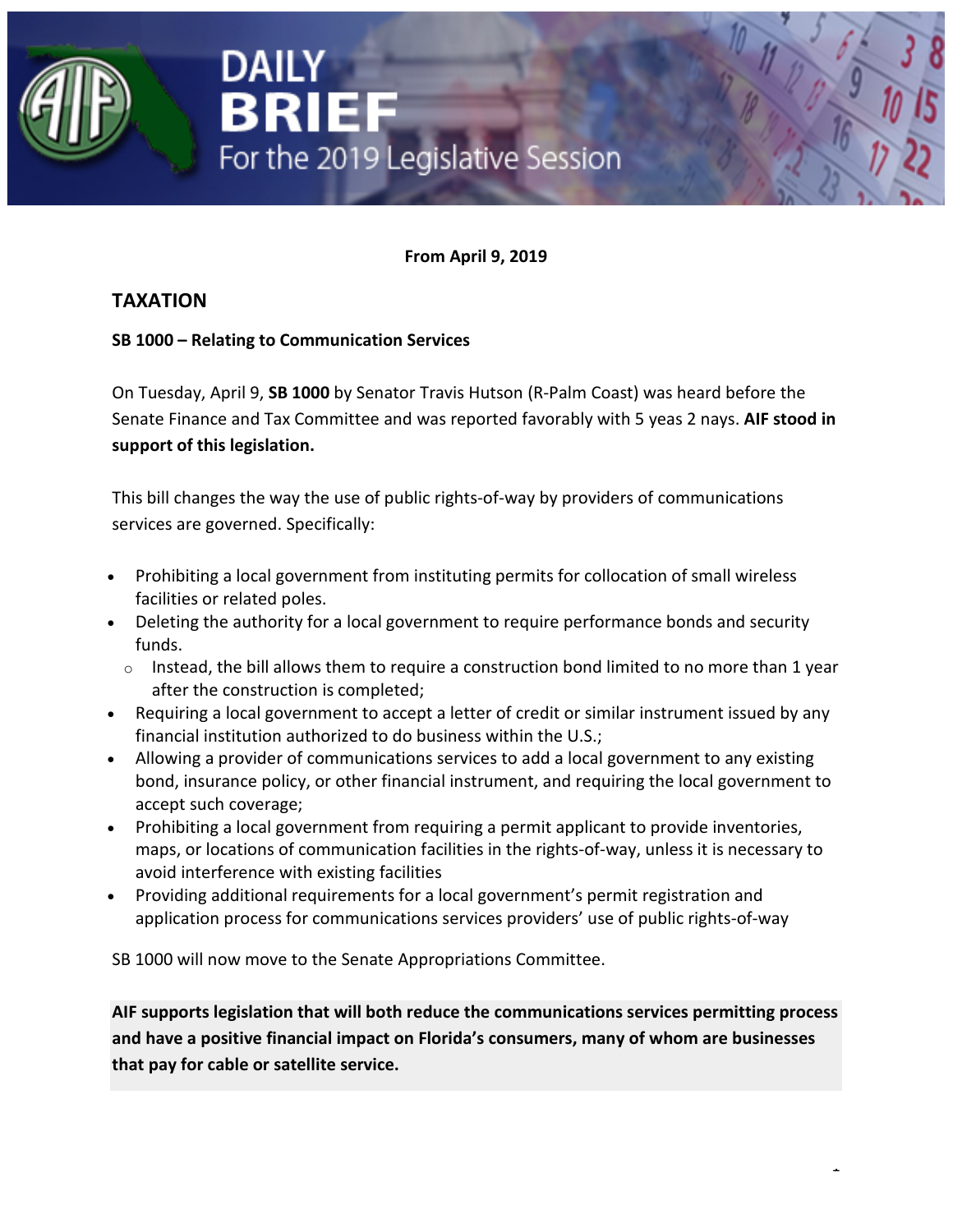# DAILY BRIEF
For the 2019 Legislative Session

**From April 9, 2019**

## TAXATION

**SB 1000 – Relating to Communication Services**

On Tuesday, April 9, **SB 1000** by Senator Travis Hutson (R-Palm Coast) was heard before the Senate Finance and Tax Committee and was reported favorably with 5 yeas 2 nays. **AIF stood in support of this legislation.**

This bill changes the way the use of public rights-of-way by providers of communications services are governed. Specifically:

- Prohibiting a local government from instituting permits for collocation of small wireless facilities or related poles.
- Deleting the authority for a local government to require performance bonds and security funds.
  - Instead, the bill allows them to require a construction bond limited to no more than 1 year after the construction is completed;
- Requiring a local government to accept a letter of credit or similar instrument issued by any financial institution authorized to do business within the U.S.;
- Allowing a provider of communications services to add a local government to any existing bond, insurance policy, or other financial instrument, and requiring the local government to accept such coverage;
- Prohibiting a local government from requiring a permit applicant to provide inventories, maps, or locations of communication facilities in the rights-of-way, unless it is necessary to avoid interference with existing facilities
- Providing additional requirements for a local government's permit registration and application process for communications services providers' use of public rights-of-way

SB 1000 will now move to the Senate Appropriations Committee.

**AIF supports legislation that will both reduce the communications services permitting process and have a positive financial impact on Florida's consumers, many of whom are businesses that pay for cable or satellite service.**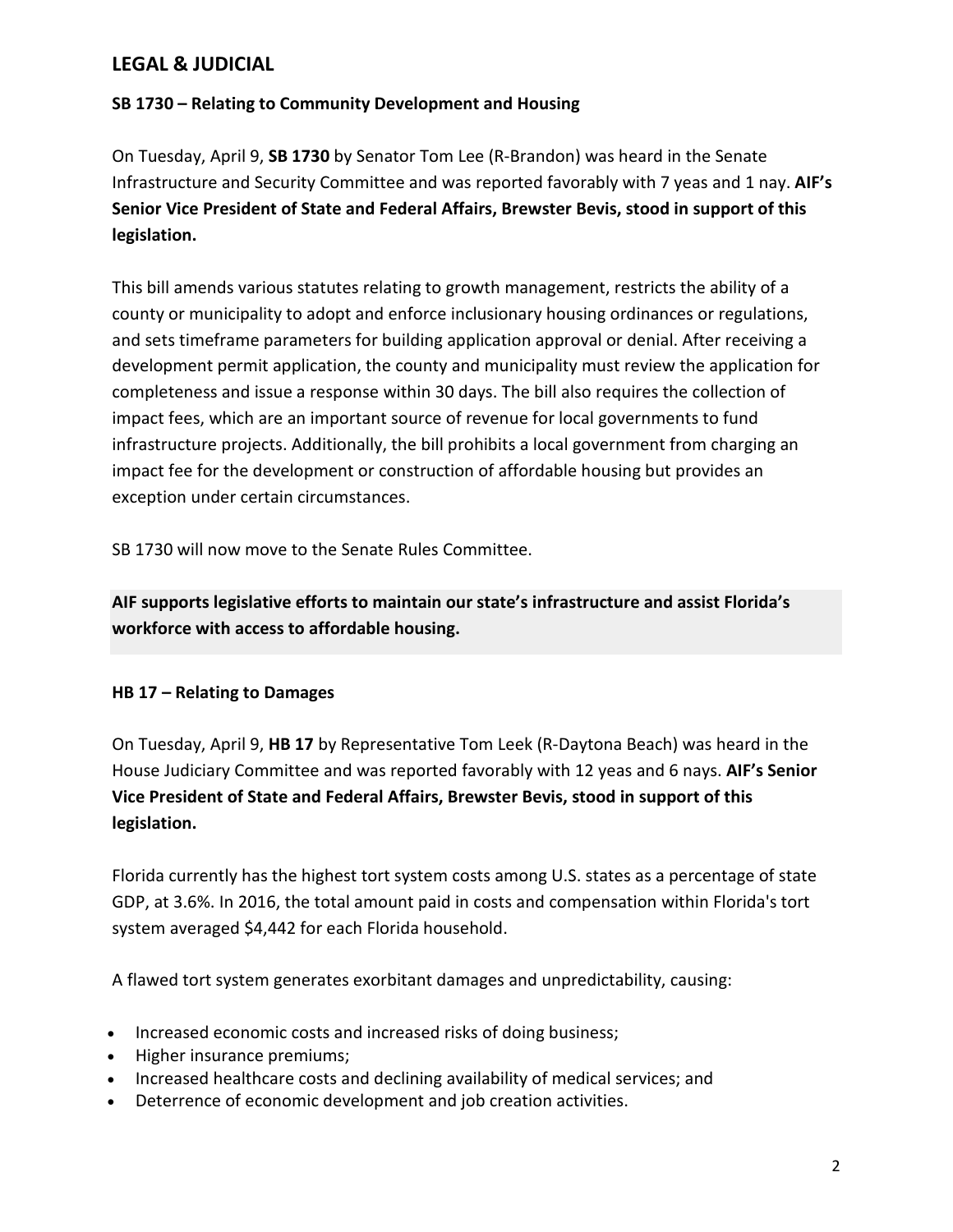## LEGAL & JUDICIAL

### SB 1730 – Relating to Community Development and Housing

On Tuesday, April 9, **SB 1730** by Senator Tom Lee (R-Brandon) was heard in the Senate Infrastructure and Security Committee and was reported favorably with 7 yeas and 1 nay. **AIF's Senior Vice President of State and Federal Affairs, Brewster Bevis, stood in support of this legislation.**

This bill amends various statutes relating to growth management, restricts the ability of a county or municipality to adopt and enforce inclusionary housing ordinances or regulations, and sets timeframe parameters for building application approval or denial. After receiving a development permit application, the county and municipality must review the application for completeness and issue a response within 30 days. The bill also requires the collection of impact fees, which are an important source of revenue for local governments to fund infrastructure projects. Additionally, the bill prohibits a local government from charging an impact fee for the development or construction of affordable housing but provides an exception under certain circumstances.

SB 1730 will now move to the Senate Rules Committee.

**AIF supports legislative efforts to maintain our state's infrastructure and assist Florida's workforce with access to affordable housing.**

### HB 17 – Relating to Damages

On Tuesday, April 9, **HB 17** by Representative Tom Leek (R-Daytona Beach) was heard in the House Judiciary Committee and was reported favorably with 12 yeas and 6 nays. **AIF's Senior Vice President of State and Federal Affairs, Brewster Bevis, stood in support of this legislation.**

Florida currently has the highest tort system costs among U.S. states as a percentage of state GDP, at 3.6%. In 2016, the total amount paid in costs and compensation within Florida's tort system averaged $4,442 for each Florida household.

A flawed tort system generates exorbitant damages and unpredictability, causing:

- Increased economic costs and increased risks of doing business;
- Higher insurance premiums;
- Increased healthcare costs and declining availability of medical services; and
- Deterrence of economic development and job creation activities.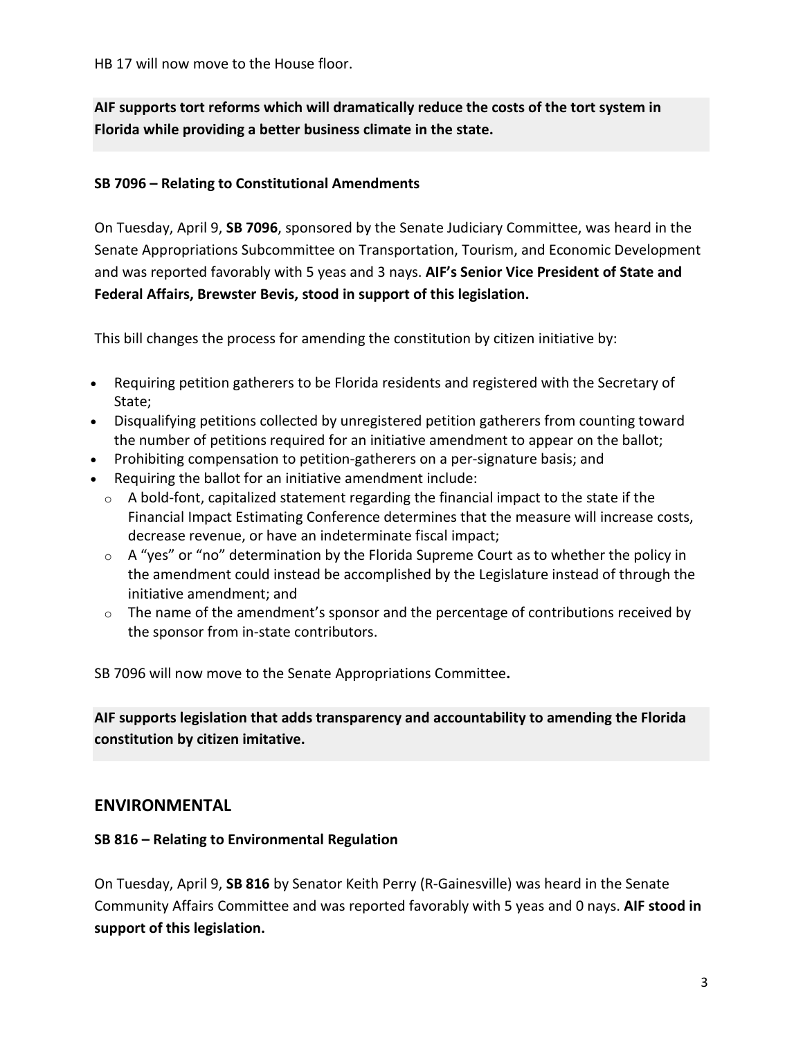HB 17 will now move to the House floor.

**AIF supports tort reforms which will dramatically reduce the costs of the tort system in Florida while providing a better business climate in the state.**

**SB 7096 – Relating to Constitutional Amendments**

On Tuesday, April 9, **SB 7096**, sponsored by the Senate Judiciary Committee, was heard in the Senate Appropriations Subcommittee on Transportation, Tourism, and Economic Development and was reported favorably with 5 yeas and 3 nays. **AIF's Senior Vice President of State and Federal Affairs, Brewster Bevis, stood in support of this legislation.**

This bill changes the process for amending the constitution by citizen initiative by:

- Requiring petition gatherers to be Florida residents and registered with the Secretary of State;
- Disqualifying petitions collected by unregistered petition gatherers from counting toward the number of petitions required for an initiative amendment to appear on the ballot;
- Prohibiting compensation to petition-gatherers on a per-signature basis; and
- Requiring the ballot for an initiative amendment include:
  - A bold-font, capitalized statement regarding the financial impact to the state if the Financial Impact Estimating Conference determines that the measure will increase costs, decrease revenue, or have an indeterminate fiscal impact;
  - A "yes" or "no" determination by the Florida Supreme Court as to whether the policy in the amendment could instead be accomplished by the Legislature instead of through the initiative amendment; and
  - The name of the amendment's sponsor and the percentage of contributions received by the sponsor from in-state contributors.

SB 7096 will now move to the Senate Appropriations Committee**.**

**AIF supports legislation that adds transparency and accountability to amending the Florida constitution by citizen imitative.**

## ENVIRONMENTAL

**SB 816 – Relating to Environmental Regulation**

On Tuesday, April 9, **SB 816** by Senator Keith Perry (R-Gainesville) was heard in the Senate Community Affairs Committee and was reported favorably with 5 yeas and 0 nays. **AIF stood in support of this legislation.**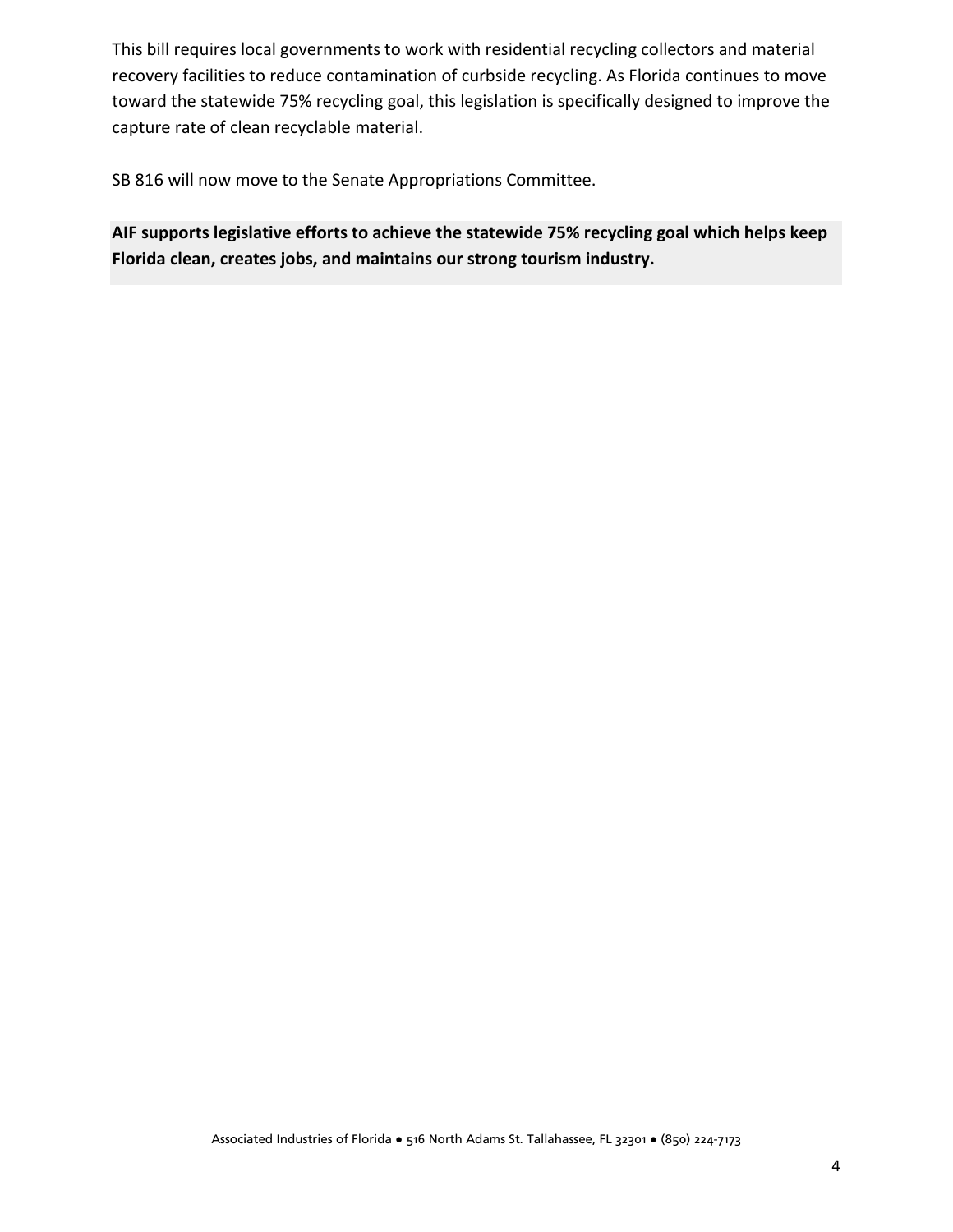This bill requires local governments to work with residential recycling collectors and material recovery facilities to reduce contamination of curbside recycling. As Florida continues to move toward the statewide 75% recycling goal, this legislation is specifically designed to improve the capture rate of clean recyclable material.

SB 816 will now move to the Senate Appropriations Committee.

**AIF supports legislative efforts to achieve the statewide 75% recycling goal which helps keep Florida clean, creates jobs, and maintains our strong tourism industry.**